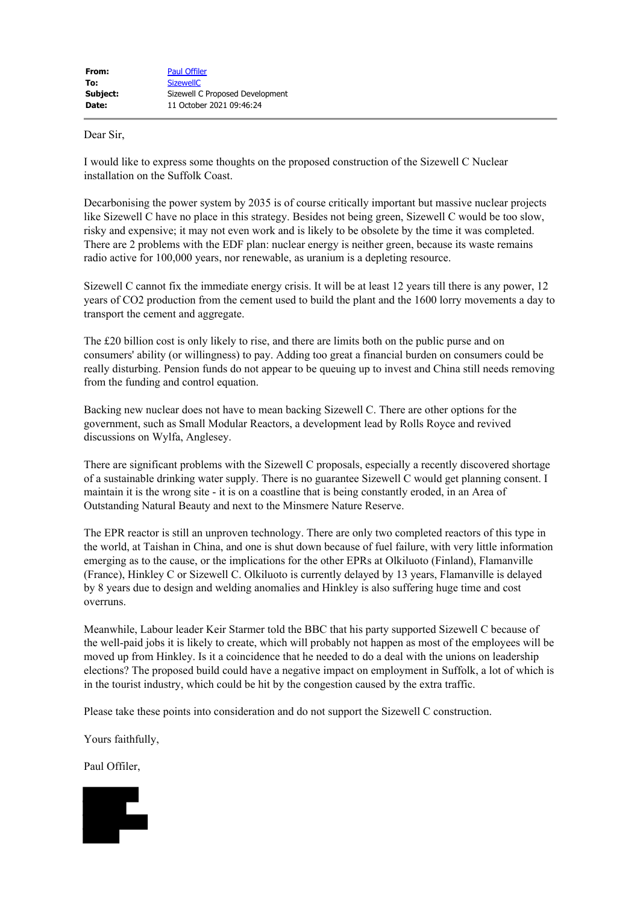| | |
|---|---|
| **From:** | Paul Offiler |
| **To:** | SizewellC |
| **Subject:** | Sizewell C Proposed Development |
| **Date:** | 11 October 2021 09:46:24 |

Dear Sir,

I would like to express some thoughts on the proposed construction of the Sizewell C Nuclear installation on the Suffolk Coast.

Decarbonising the power system by 2035 is of course critically important but massive nuclear projects like Sizewell C have no place in this strategy. Besides not being green, Sizewell C would be too slow, risky and expensive; it may not even work and is likely to be obsolete by the time it was completed. There are 2 problems with the EDF plan: nuclear energy is neither green, because its waste remains radio active for 100,000 years, nor renewable, as uranium is a depleting resource.

Sizewell C cannot fix the immediate energy crisis. It will be at least 12 years till there is any power, 12 years of $CO_2$ production from the cement used to build the plant and the 1600 lorry movements a day to transport the cement and aggregate.

The £20 billion cost is only likely to rise, and there are limits both on the public purse and on consumers' ability (or willingness) to pay. Adding too great a financial burden on consumers could be really disturbing. Pension funds do not appear to be queuing up to invest and China still needs removing from the funding and control equation.

Backing new nuclear does not have to mean backing Sizewell C. There are other options for the government, such as Small Modular Reactors, a development lead by Rolls Royce and revived discussions on Wylfa, Anglesey.

There are significant problems with the Sizewell C proposals, especially a recently discovered shortage of a sustainable drinking water supply. There is no guarantee Sizewell C would get planning consent. I maintain it is the wrong site - it is on a coastline that is being constantly eroded, in an Area of Outstanding Natural Beauty and next to the Minsmere Nature Reserve.

The EPR reactor is still an unproven technology. There are only two completed reactors of this type in the world, at Taishan in China, and one is shut down because of fuel failure, with very little information emerging as to the cause, or the implications for the other EPRs at Olkiluoto (Finland), Flamanville (France), Hinkley C or Sizewell C. Olkiluoto is currently delayed by 13 years, Flamanville is delayed by 8 years due to design and welding anomalies and Hinkley is also suffering huge time and cost overruns.

Meanwhile, Labour leader Keir Starmer told the BBC that his party supported Sizewell C because of the well-paid jobs it is likely to create, which will probably not happen as most of the employees will be moved up from Hinkley. Is it a coincidence that he needed to do a deal with the unions on leadership elections? The proposed build could have a negative impact on employment in Suffolk, a lot of which is in the tourist industry, which could be hit by the congestion caused by the extra traffic.

Please take these points into consideration and do not support the Sizewell C construction.

Yours faithfully,

Paul Offiler,